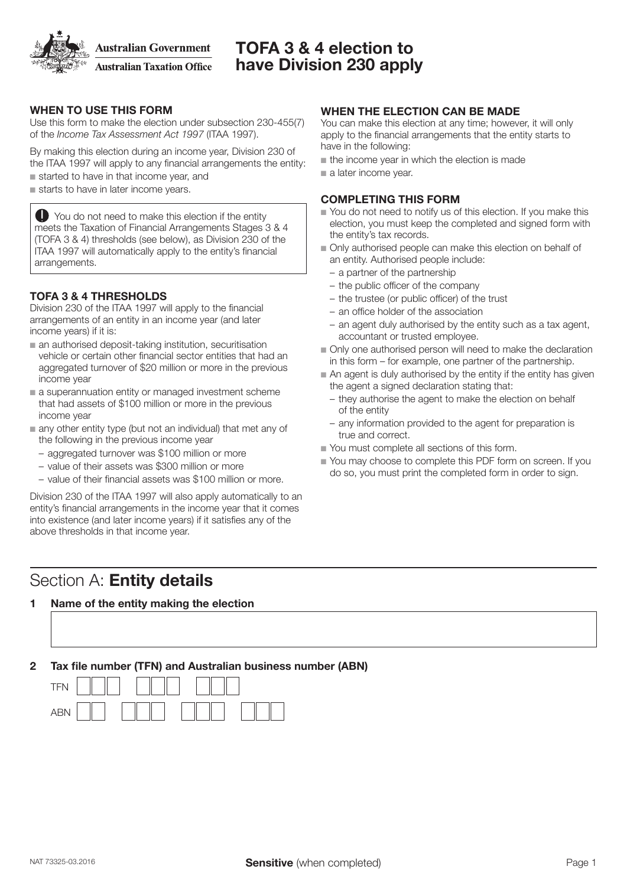Australian Government
Australian Taxation Office

# TOFA 3 & 4 election to have Division 230 apply

## WHEN TO USE THIS FORM

Use this form to make the election under subsection 230-455(7) of the *Income Tax Assessment Act 1997* (ITAA 1997).

By making this election during an income year, Division 230 of the ITAA 1997 will apply to any financial arrangements the entity:

- started to have in that income year, and
- starts to have in later income years.

> **!** You do not need to make this election if the entity meets the Taxation of Financial Arrangements Stages 3 & 4 (TOFA 3 & 4) thresholds (see below), as Division 230 of the ITAA 1997 will automatically apply to the entity's financial arrangements.

## TOFA 3 & 4 THRESHOLDS

Division 230 of the ITAA 1997 will apply to the financial arrangements of an entity in an income year (and later income years) if it is:

- an authorised deposit-taking institution, securitisation vehicle or certain other financial sector entities that had an aggregated turnover of $20 million or more in the previous income year
- a superannuation entity or managed investment scheme that had assets of $100 million or more in the previous income year
- any other entity type (but not an individual) that met any of the following in the previous income year
  - aggregated turnover was $100 million or more
  - value of their assets was $300 million or more
  - value of their financial assets was $100 million or more.

Division 230 of the ITAA 1997 will also apply automatically to an entity's financial arrangements in the income year that it comes into existence (and later income years) if it satisfies any of the above thresholds in that income year.

## WHEN THE ELECTION CAN BE MADE

You can make this election at any time; however, it will only apply to the financial arrangements that the entity starts to have in the following:

- the income year in which the election is made
- a later income year.

## COMPLETING THIS FORM

- You do not need to notify us of this election. If you make this election, you must keep the completed and signed form with the entity's tax records.
- Only authorised people can make this election on behalf of an entity. Authorised people include:
  - a partner of the partnership
  - the public officer of the company
  - the trustee (or public officer) of the trust
  - an office holder of the association
  - an agent duly authorised by the entity such as a tax agent, accountant or trusted employee.
- Only one authorised person will need to make the declaration in this form – for example, one partner of the partnership.
- An agent is duly authorised by the entity if the entity has given the agent a signed declaration stating that:
  - they authorise the agent to make the election on behalf of the entity
  - any information provided to the agent for preparation is true and correct.
- You must complete all sections of this form.
- You may choose to complete this PDF form on screen. If you do so, you must print the completed form in order to sign.

## Section A: **Entity details**

**1 Name of the entity making the election**

**2 Tax file number (TFN) and Australian business number (ABN)**

TFN

ABN

NAT 73325-03.2016 **Sensitive** (when completed)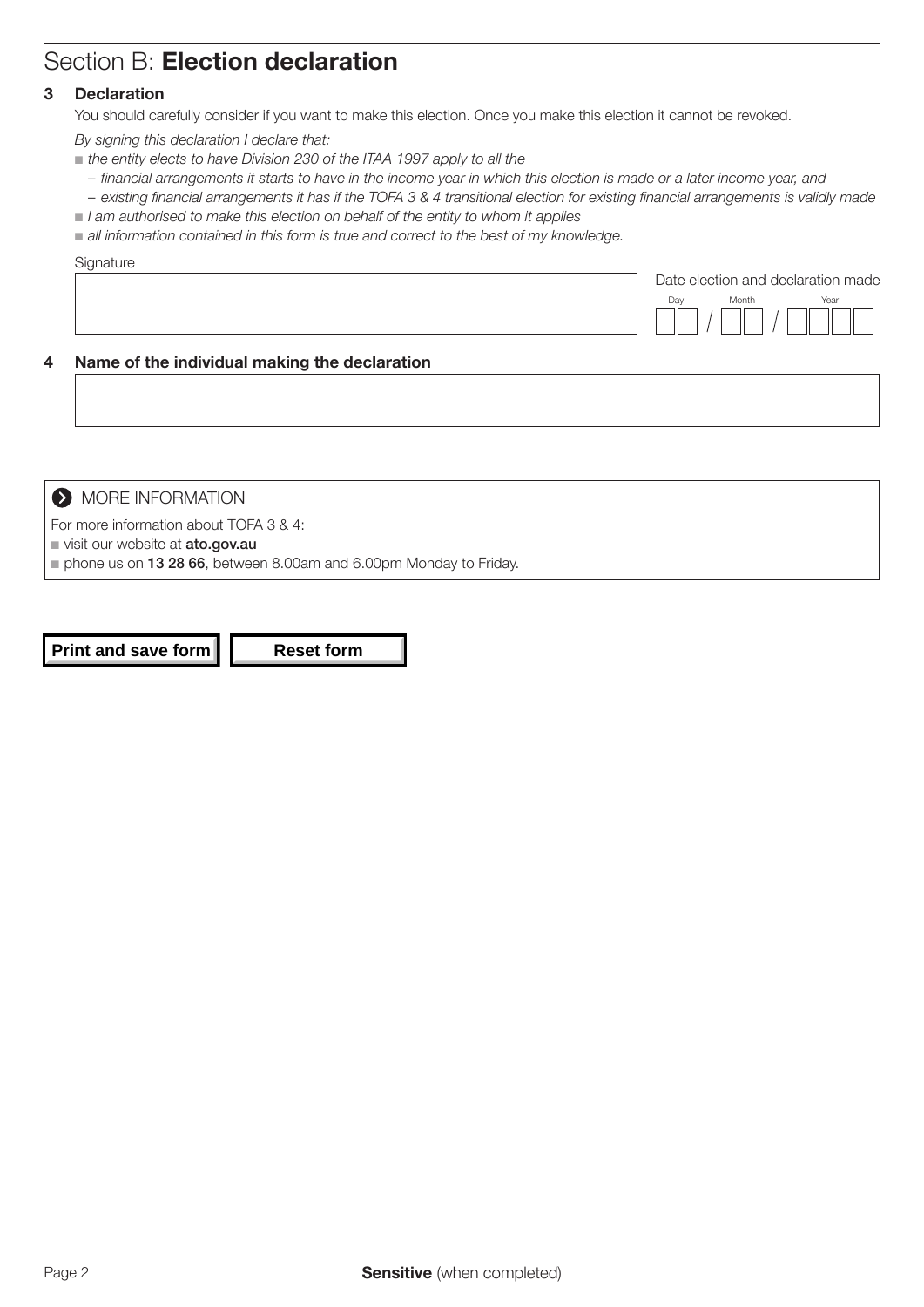## Section B: **Election declaration**

### 3 Declaration

You should carefully consider if you want to make this election. Once you make this election it cannot be revoked.

*By signing this declaration I declare that:*

- *the entity elects to have Division 230 of the ITAA 1997 apply to all the*
  - *financial arrangements it starts to have in the income year in which this election is made or a later income year, and*
  - *existing financial arrangements it has if the TOFA 3 & 4 transitional election for existing financial arrangements is validly made*
- *I am authorised to make this election on behalf of the entity to whom it applies*
- *all information contained in this form is true and correct to the best of my knowledge.*

Signature

Date election and declaration made

Day / Month / Year

### 4 Name of the individual making the declaration

MORE INFORMATION

For more information about TOFA 3 & 4:

- visit our website at **ato.gov.au**
- phone us on **13 28 66**, between 8.00am and 6.00pm Monday to Friday.

**Print and save form** **Reset form**

**Sensitive** (when completed)